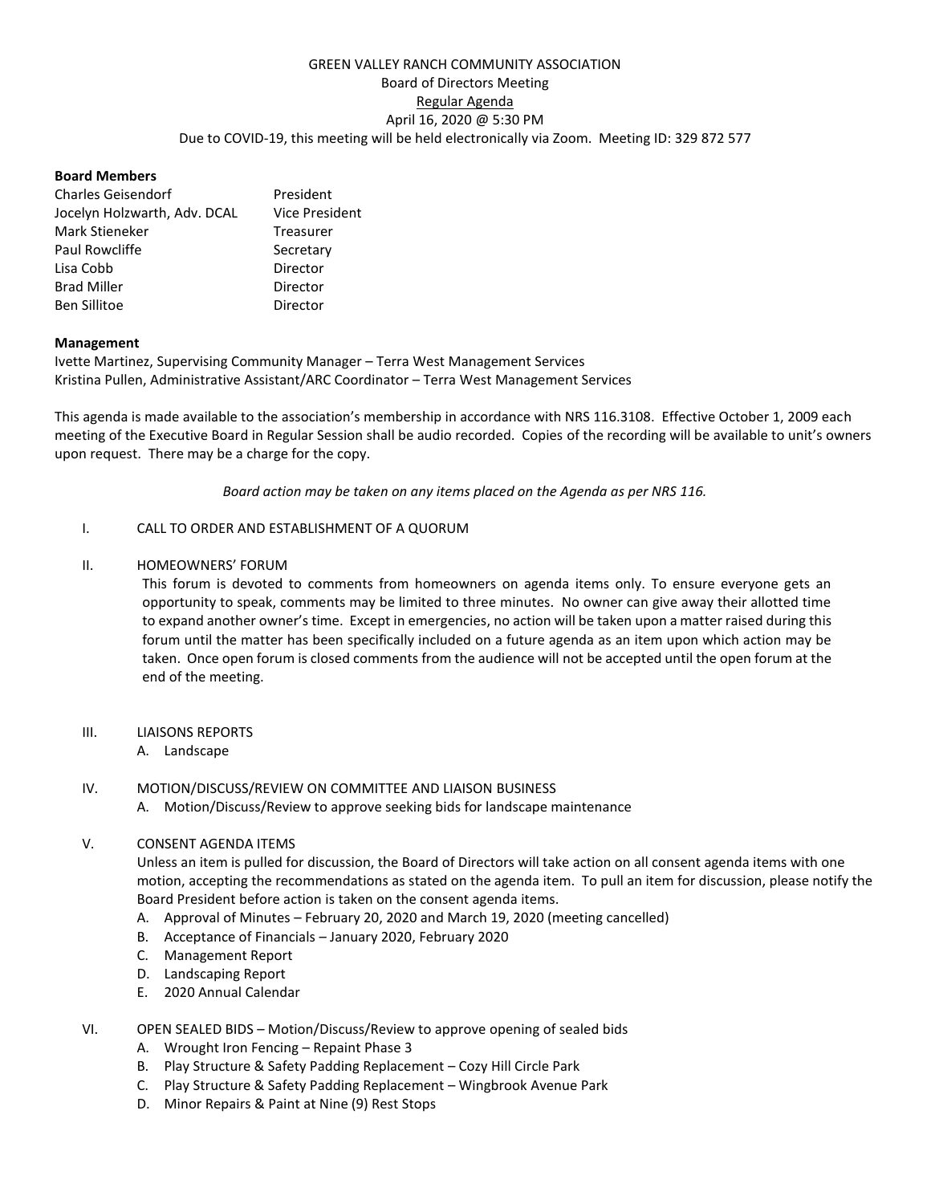# GREEN VALLEY RANCH COMMUNITY ASSOCIATION

Board of Directors Meeting

<u>Regular Agenda</u>

April 16, 2020 @ 5:30 PM

Due to COVID-19, this meeting will be held electronically via Zoom. Meeting ID: 329 872 577

**Board Members**

| | |
|---|---|
| Charles Geisendorf | President |
| Jocelyn Holzwarth, Adv. DCAL | Vice President |
| Mark Stieneker | Treasurer |
| Paul Rowcliffe | Secretary |
| Lisa Cobb | Director |
| Brad Miller | Director |
| Ben Sillitoe | Director |

**Management**

Ivette Martinez, Supervising Community Manager – Terra West Management Services
Kristina Pullen, Administrative Assistant/ARC Coordinator – Terra West Management Services

This agenda is made available to the association's membership in accordance with NRS 116.3108. Effective October 1, 2009 each meeting of the Executive Board in Regular Session shall be audio recorded. Copies of the recording will be available to unit's owners upon request. There may be a charge for the copy.

*Board action may be taken on any items placed on the Agenda as per NRS 116.*

I. CALL TO ORDER AND ESTABLISHMENT OF A QUORUM

II. HOMEOWNERS' FORUM

This forum is devoted to comments from homeowners on agenda items only. To ensure everyone gets an opportunity to speak, comments may be limited to three minutes. No owner can give away their allotted time to expand another owner's time. Except in emergencies, no action will be taken upon a matter raised during this forum until the matter has been specifically included on a future agenda as an item upon which action may be taken. Once open forum is closed comments from the audience will not be accepted until the open forum at the end of the meeting.

III. LIAISONS REPORTS

A. Landscape

IV. MOTION/DISCUSS/REVIEW ON COMMITTEE AND LIAISON BUSINESS

A. Motion/Discuss/Review to approve seeking bids for landscape maintenance

V. CONSENT AGENDA ITEMS

Unless an item is pulled for discussion, the Board of Directors will take action on all consent agenda items with one motion, accepting the recommendations as stated on the agenda item. To pull an item for discussion, please notify the Board President before action is taken on the consent agenda items.

A. Approval of Minutes – February 20, 2020 and March 19, 2020 (meeting cancelled)
B. Acceptance of Financials – January 2020, February 2020
C. Management Report
D. Landscaping Report
E. 2020 Annual Calendar

VI. OPEN SEALED BIDS – Motion/Discuss/Review to approve opening of sealed bids

A. Wrought Iron Fencing – Repaint Phase 3
B. Play Structure & Safety Padding Replacement – Cozy Hill Circle Park
C. Play Structure & Safety Padding Replacement – Wingbrook Avenue Park
D. Minor Repairs & Paint at Nine (9) Rest Stops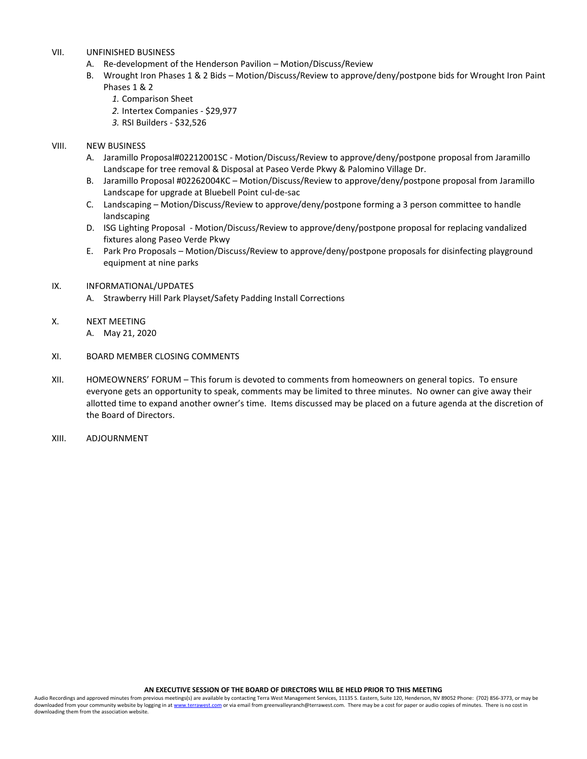VII. UNFINISHED BUSINESS

A. Re-development of the Henderson Pavilion – Motion/Discuss/Review

B. Wrought Iron Phases 1 & 2 Bids – Motion/Discuss/Review to approve/deny/postpone bids for Wrought Iron Paint Phases 1 & 2

*1.* Comparison Sheet

*2.* Intertex Companies - $29,977

*3.* RSI Builders - $32,526

VIII. NEW BUSINESS

A. Jaramillo Proposal#02212001SC - Motion/Discuss/Review to approve/deny/postpone proposal from Jaramillo Landscape for tree removal & Disposal at Paseo Verde Pkwy & Palomino Village Dr.

B. Jaramillo Proposal #02262004KC – Motion/Discuss/Review to approve/deny/postpone proposal from Jaramillo Landscape for upgrade at Bluebell Point cul-de-sac

C. Landscaping – Motion/Discuss/Review to approve/deny/postpone forming a 3 person committee to handle landscaping

D. ISG Lighting Proposal - Motion/Discuss/Review to approve/deny/postpone proposal for replacing vandalized fixtures along Paseo Verde Pkwy

E. Park Pro Proposals – Motion/Discuss/Review to approve/deny/postpone proposals for disinfecting playground equipment at nine parks

IX. INFORMATIONAL/UPDATES

A. Strawberry Hill Park Playset/Safety Padding Install Corrections

X. NEXT MEETING

A. May 21, 2020

XI. BOARD MEMBER CLOSING COMMENTS

XII. HOMEOWNERS' FORUM – This forum is devoted to comments from homeowners on general topics. To ensure everyone gets an opportunity to speak, comments may be limited to three minutes. No owner can give away their allotted time to expand another owner's time. Items discussed may be placed on a future agenda at the discretion of the Board of Directors.

XIII. ADJOURNMENT

**AN EXECUTIVE SESSION OF THE BOARD OF DIRECTORS WILL BE HELD PRIOR TO THIS MEETING**

Audio Recordings and approved minutes from previous meetings(s) are available by contacting Terra West Management Services, 11135 S. Eastern, Suite 120, Henderson, NV 89052 Phone: (702) 856-3773, or may be downloaded from your community website by logging in at www.terrawest.com or via email from greenvalleyranch@terrawest.com. There may be a cost for paper or audio copies of minutes. There is no cost in downloading them from the association website.